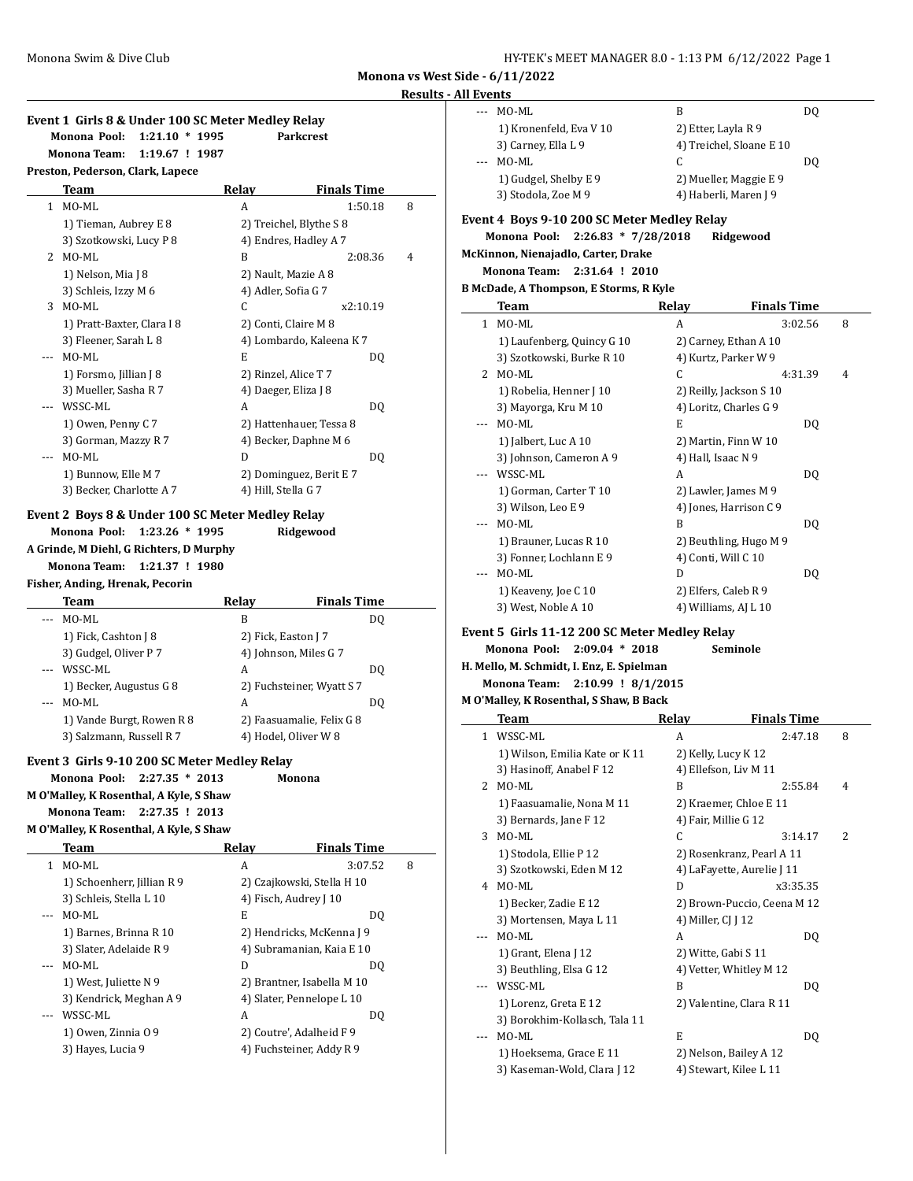**Monona vs West Side - 6/11/2022**

**Results - All Events**

### Event 1 Girls 8 & Under 100 SC Meter Medley Relay

**Monona Pool: 1:21.10 * 1995 Parkcrest**
**Monona Team: 1:19.67 ! 1987**
**Preston, Pederson, Clark, Lapece**

| | Team | Relay | Finals Time | |
|---|---|---|---|---|
| 1 | MO-ML | A | 1:50.18 | 8 |
| | 1) Tieman, Aubrey E 8 | 2) Treichel, Blythe S 8 | | |
| | 3) Szotkowski, Lucy P 8 | 4) Endres, Hadley A 7 | | |
| 2 | MO-ML | B | 2:08.36 | 4 |
| | 1) Nelson, Mia J 8 | 2) Nault, Mazie A 8 | | |
| | 3) Schleis, Izzy M 6 | 4) Adler, Sofia G 7 | | |
| 3 | MO-ML | C | x2:10.19 | |
| | 1) Pratt-Baxter, Clara I 8 | 2) Conti, Claire M 8 | | |
| | 3) Fleener, Sarah L 8 | 4) Lombardo, Kaleena K 7 | | |
| --- | MO-ML | E | DQ | |
| | 1) Forsmo, Jillian J 8 | 2) Rinzel, Alice T 7 | | |
| | 3) Mueller, Sasha R 7 | 4) Daeger, Eliza J 8 | | |
| --- | WSSC-ML | A | DQ | |
| | 1) Owen, Penny C 7 | 2) Hattenhauer, Tessa 8 | | |
| | 3) Gorman, Mazzy R 7 | 4) Becker, Daphne M 6 | | |
| --- | MO-ML | D | DQ | |
| | 1) Bunnow, Elle M 7 | 2) Dominguez, Berit E 7 | | |
| | 3) Becker, Charlotte A 7 | 4) Hill, Stella G 7 | | |

### Event 2 Boys 8 & Under 100 SC Meter Medley Relay

**Monona Pool: 1:23.26 * 1995 Ridgewood**
**A Grinde, M Diehl, G Richters, D Murphy**
**Monona Team: 1:21.37 ! 1980**
**Fisher, Anding, Hrenak, Pecorin**

| | Team | Relay | Finals Time | |
|---|---|---|---|---|
| --- | MO-ML | B | DQ | |
| | 1) Fick, Cashton J 8 | 2) Fick, Easton J 7 | | |
| | 3) Gudgel, Oliver P 7 | 4) Johnson, Miles G 7 | | |
| --- | WSSC-ML | A | DQ | |
| | 1) Becker, Augustus G 8 | 2) Fuchsteiner, Wyatt S 7 | | |
| --- | MO-ML | A | DQ | |
| | 1) Vande Burgt, Rowen R 8 | 2) Faasuamalie, Felix G 8 | | |
| | 3) Salzmann, Russell R 7 | 4) Hodel, Oliver W 8 | | |

### Event 3 Girls 9-10 200 SC Meter Medley Relay

**Monona Pool: 2:27.35 * 2013 Monona**
**M O'Malley, K Rosenthal, A Kyle, S Shaw**
**Monona Team: 2:27.35 ! 2013**
**M O'Malley, K Rosenthal, A Kyle, S Shaw**

| | Team | Relay | Finals Time | |
|---|---|---|---|---|
| 1 | MO-ML | A | 3:07.52 | 8 |
| | 1) Schoenherr, Jillian R 9 | 2) Czajkowski, Stella H 10 | | |
| | 3) Schleis, Stella L 10 | 4) Fisch, Audrey J 10 | | |
| --- | MO-ML | E | DQ | |
| | 1) Barnes, Brinna R 10 | 2) Hendricks, McKenna J 9 | | |
| | 3) Slater, Adelaide R 9 | 4) Subramanian, Kaia E 10 | | |
| --- | MO-ML | D | DQ | |
| | 1) West, Juliette N 9 | 2) Brantner, Isabella M 10 | | |
| | 3) Kendrick, Meghan A 9 | 4) Slater, Pennelope L 10 | | |
| --- | WSSC-ML | A | DQ | |
| | 1) Owen, Zinnia O 9 | 2) Coutre', Adalheid F 9 | | |
| | 3) Hayes, Lucia 9 | 4) Fuchsteiner, Addy R 9 | | |
| --- | MO-ML | B | DQ | |
| | 1) Kronenfeld, Eva V 10 | 2) Etter, Layla R 9 | | |
| | 3) Carney, Ella L 9 | 4) Treichel, Sloane E 10 | | |
| --- | MO-ML | C | DQ | |
| | 1) Gudgel, Shelby E 9 | 2) Mueller, Maggie E 9 | | |
| | 3) Stodola, Zoe M 9 | 4) Haberli, Maren J 9 | | |

### Event 4 Boys 9-10 200 SC Meter Medley Relay

**Monona Pool: 2:26.83 * 7/28/2018 Ridgewood**
**McKinnon, Nienajadlo, Carter, Drake**
**Monona Team: 2:31.64 ! 2010**
**B McDade, A Thompson, E Storms, R Kyle**

| | Team | Relay | Finals Time | |
|---|---|---|---|---|
| 1 | MO-ML | A | 3:02.56 | 8 |
| | 1) Laufenberg, Quincy G 10 | 2) Carney, Ethan A 10 | | |
| | 3) Szotkowski, Burke R 10 | 4) Kurtz, Parker W 9 | | |
| 2 | MO-ML | C | 4:31.39 | 4 |
| | 1) Robelia, Henner J 10 | 2) Reilly, Jackson S 10 | | |
| | 3) Mayorga, Kru M 10 | 4) Loritz, Charles G 9 | | |
| --- | MO-ML | E | DQ | |
| | 1) Jalbert, Luc A 10 | 2) Martin, Finn W 10 | | |
| | 3) Johnson, Cameron A 9 | 4) Hall, Isaac N 9 | | |
| --- | WSSC-ML | A | DQ | |
| | 1) Gorman, Carter T 10 | 2) Lawler, James M 9 | | |
| | 3) Wilson, Leo E 9 | 4) Jones, Harrison C 9 | | |
| --- | MO-ML | B | DQ | |
| | 1) Brauner, Lucas R 10 | 2) Beuthling, Hugo M 9 | | |
| | 3) Fonner, Lochlann E 9 | 4) Conti, Will C 10 | | |
| --- | MO-ML | D | DQ | |
| | 1) Keaveny, Joe C 10 | 2) Elfers, Caleb R 9 | | |
| | 3) West, Noble A 10 | 4) Williams, AJ L 10 | | |

### Event 5 Girls 11-12 200 SC Meter Medley Relay

**Monona Pool: 2:09.04 * 2018 Seminole**
**H. Mello, M. Schmidt, I. Enz, E. Spielman**
**Monona Team: 2:10.99 ! 8/1/2015**
**M O'Malley, K Rosenthal, S Shaw, B Back**

| | Team | Relay | Finals Time | |
|---|---|---|---|---|
| 1 | WSSC-ML | A | 2:47.18 | 8 |
| | 1) Wilson, Emilia Kate or K 11 | 2) Kelly, Lucy K 12 | | |
| | 3) Hasinoff, Anabel F 12 | 4) Ellefson, Liv M 11 | | |
| 2 | MO-ML | B | 2:55.84 | 4 |
| | 1) Faasuamalie, Nona M 11 | 2) Kraemer, Chloe E 11 | | |
| | 3) Bernards, Jane F 12 | 4) Fair, Millie G 12 | | |
| 3 | MO-ML | C | 3:14.17 | 2 |
| | 1) Stodola, Ellie P 12 | 2) Rosenkranz, Pearl A 11 | | |
| | 3) Szotkowski, Eden M 12 | 4) LaFayette, Aurelie J 11 | | |
| 4 | MO-ML | D | x3:35.35 | |
| | 1) Becker, Zadie E 12 | 2) Brown-Puccio, Ceena M 12 | | |
| | 3) Mortensen, Maya L 11 | 4) Miller, CJ J 12 | | |
| --- | MO-ML | A | DQ | |
| | 1) Grant, Elena J 12 | 2) Witte, Gabi S 11 | | |
| | 3) Beuthling, Elsa G 12 | 4) Vetter, Whitley M 12 | | |
| --- | WSSC-ML | B | DQ | |
| | 1) Lorenz, Greta E 12 | 2) Valentine, Clara R 11 | | |
| | 3) Borokhim-Kollasch, Tala 11 | | | |
| --- | MO-ML | E | DQ | |
| | 1) Hoeksema, Grace E 11 | 2) Nelson, Bailey A 12 | | |
| | 3) Kaseman-Wold, Clara J 12 | 4) Stewart, Kilee L 11 | | |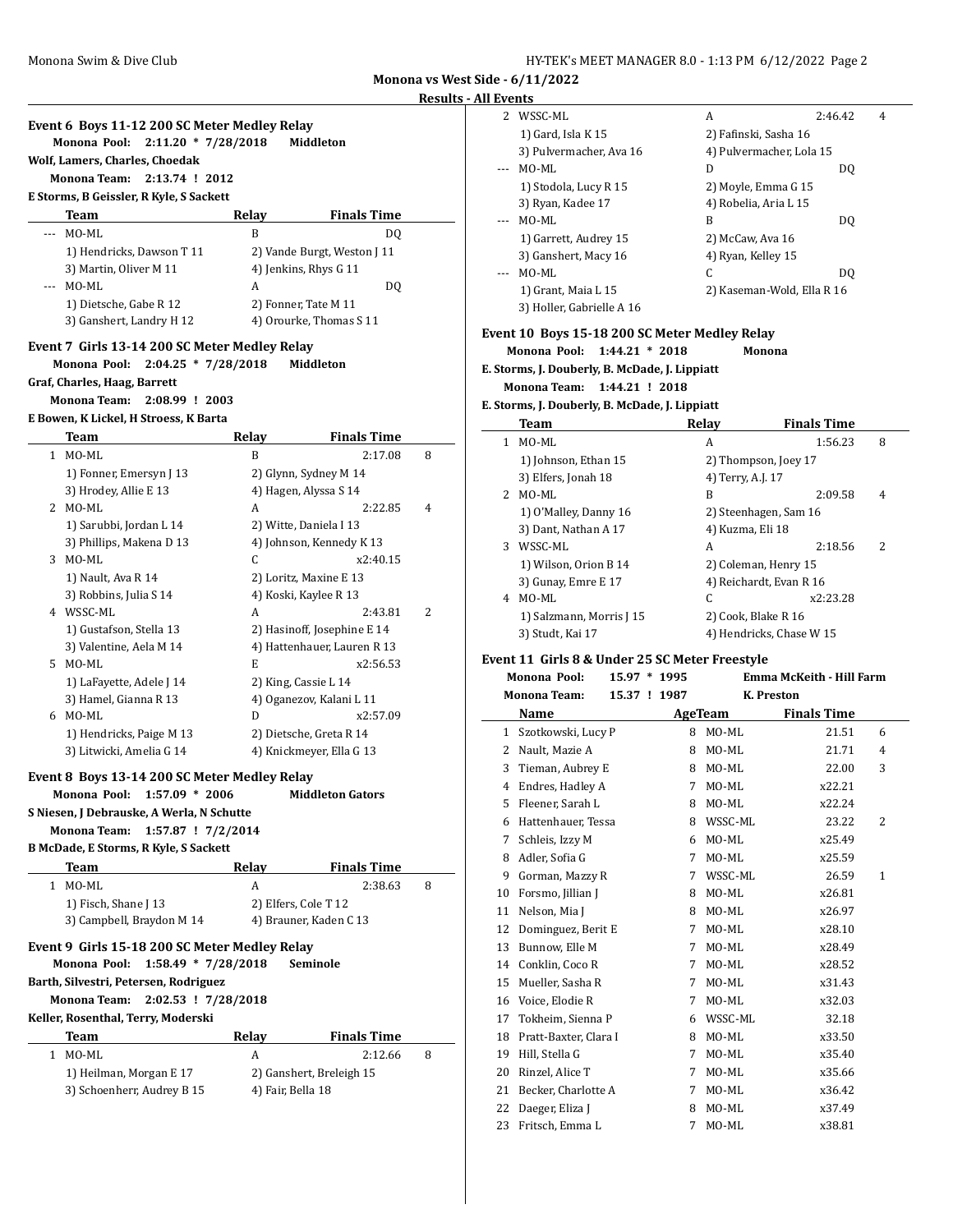**Monona vs West Side - 6/11/2022**

**Results - All Events**

### Event 6 Boys 11-12 200 SC Meter Medley Relay

**Monona Pool: 2:11.20 * 7/28/2018 Middleton**
**Wolf, Lamers, Charles, Choedak**
**Monona Team: 2:13.74 ! 2012**
**E Storms, B Geissler, R Kyle, S Sackett**

| | Team | Relay | Finals Time | |
|---|---|---|---|---|
| --- | MO-ML | B | DQ | |
| | 1) Hendricks, Dawson T 11 | 2) Vande Burgt, Weston J 11 | | |
| | 3) Martin, Oliver M 11 | 4) Jenkins, Rhys G 11 | | |
| --- | MO-ML | A | DQ | |
| | 1) Dietsche, Gabe R 12 | 2) Fonner, Tate M 11 | | |
| | 3) Ganshert, Landry H 12 | 4) Orourke, Thomas S 11 | | |

### Event 7 Girls 13-14 200 SC Meter Medley Relay

**Monona Pool: 2:04.25 * 7/28/2018 Middleton**
**Graf, Charles, Haag, Barrett**
**Monona Team: 2:08.99 ! 2003**
**E Bowen, K Lickel, H Stroess, K Barta**

| | Team | Relay | Finals Time | |
|---|---|---|---|---|
| 1 | MO-ML | B | 2:17.08 | 8 |
| | 1) Fonner, Emersyn J 13 | 2) Glynn, Sydney M 14 | | |
| | 3) Hrodey, Allie E 13 | 4) Hagen, Alyssa S 14 | | |
| 2 | MO-ML | A | 2:22.85 | 4 |
| | 1) Sarubbi, Jordan L 14 | 2) Witte, Daniela I 13 | | |
| | 3) Phillips, Makena D 13 | 4) Johnson, Kennedy K 13 | | |
| 3 | MO-ML | C | x2:40.15 | |
| | 1) Nault, Ava R 14 | 2) Loritz, Maxine E 13 | | |
| | 3) Robbins, Julia S 14 | 4) Koski, Kaylee R 13 | | |
| 4 | WSSC-ML | A | 2:43.81 | 2 |
| | 1) Gustafson, Stella 13 | 2) Hasinoff, Josephine E 14 | | |
| | 3) Valentine, Aela M 14 | 4) Hattenhauer, Lauren R 13 | | |
| 5 | MO-ML | E | x2:56.53 | |
| | 1) LaFayette, Adele J 14 | 2) King, Cassie L 14 | | |
| | 3) Hamel, Gianna R 13 | 4) Oganezov, Kalani L 11 | | |
| 6 | MO-ML | D | x2:57.09 | |
| | 1) Hendricks, Paige M 13 | 2) Dietsche, Greta R 14 | | |
| | 3) Litwicki, Amelia G 14 | 4) Knickmeyer, Ella G 13 | | |

### Event 8 Boys 13-14 200 SC Meter Medley Relay

**Monona Pool: 1:57.09 * 2006 Middleton Gators**
**S Niesen, J Debrauske, A Werla, N Schutte**
**Monona Team: 1:57.87 ! 7/2/2014**
**B McDade, E Storms, R Kyle, S Sackett**

| | Team | Relay | Finals Time | |
|---|---|---|---|---|
| 1 | MO-ML | A | 2:38.63 | 8 |
| | 1) Fisch, Shane J 13 | 2) Elfers, Cole T 12 | | |
| | 3) Campbell, Braydon M 14 | 4) Brauner, Kaden C 13 | | |

### Event 9 Girls 15-18 200 SC Meter Medley Relay

**Monona Pool: 1:58.49 * 7/28/2018 Seminole**
**Barth, Silvestri, Petersen, Rodriguez**
**Monona Team: 2:02.53 ! 7/28/2018**
**Keller, Rosenthal, Terry, Moderski**

| | Team | Relay | Finals Time | |
|---|---|---|---|---|
| 1 | MO-ML | A | 2:12.66 | 8 |
| | 1) Heilman, Morgan E 17 | 2) Ganshert, Breleigh 15 | | |
| | 3) Schoenherr, Audrey B 15 | 4) Fair, Bella 18 | | |
| 2 | WSSC-ML | A | 2:46.42 | 4 |
| | 1) Gard, Isla K 15 | 2) Fafinski, Sasha 16 | | |
| | 3) Pulvermacher, Ava 16 | 4) Pulvermacher, Lola 15 | | |
| --- | MO-ML | D | DQ | |
| | 1) Stodola, Lucy R 15 | 2) Moyle, Emma G 15 | | |
| | 3) Ryan, Kadee 17 | 4) Robelia, Aria L 15 | | |
| --- | MO-ML | B | DQ | |
| | 1) Garrett, Audrey 15 | 2) McCaw, Ava 16 | | |
| | 3) Ganshert, Macy 16 | 4) Ryan, Kelley 15 | | |
| --- | MO-ML | C | DQ | |
| | 1) Grant, Maia L 15 | 2) Kaseman-Wold, Ella R 16 | | |
| | 3) Holler, Gabrielle A 16 | | | |

### Event 10 Boys 15-18 200 SC Meter Medley Relay

**Monona Pool: 1:44.21 * 2018 Monona**
**E. Storms, J. Douberly, B. McDade, J. Lippiatt**
**Monona Team: 1:44.21 ! 2018**
**E. Storms, J. Douberly, B. McDade, J. Lippiatt**

| | Team | Relay | Finals Time | |
|---|---|---|---|---|
| 1 | MO-ML | A | 1:56.23 | 8 |
| | 1) Johnson, Ethan 15 | 2) Thompson, Joey 17 | | |
| | 3) Elfers, Jonah 18 | 4) Terry, A.J. 17 | | |
| 2 | MO-ML | B | 2:09.58 | 4 |
| | 1) O'Malley, Danny 16 | 2) Steenhagen, Sam 16 | | |
| | 3) Dant, Nathan A 17 | 4) Kuzma, Eli 18 | | |
| 3 | WSSC-ML | A | 2:18.56 | 2 |
| | 1) Wilson, Orion B 14 | 2) Coleman, Henry 15 | | |
| | 3) Gunay, Emre E 17 | 4) Reichardt, Evan R 16 | | |
| 4 | MO-ML | C | x2:23.28 | |
| | 1) Salzmann, Morris J 15 | 2) Cook, Blake R 16 | | |
| | 3) Studt, Kai 17 | 4) Hendricks, Chase W 15 | | |

### Event 11 Girls 8 & Under 25 SC Meter Freestyle

**Monona Pool: 15.97 * 1995 Emma McKeith - Hill Farm**
**Monona Team: 15.37 ! 1987 K. Preston**

| | Name | Age | Team | Finals Time | |
|---|---|---|---|---|---|
| 1 | Szotkowski, Lucy P | 8 | MO-ML | 21.51 | 6 |
| 2 | Nault, Mazie A | 8 | MO-ML | 21.71 | 4 |
| 3 | Tieman, Aubrey E | 8 | MO-ML | 22.00 | 3 |
| 4 | Endres, Hadley A | 7 | MO-ML | x22.21 | |
| 5 | Fleener, Sarah L | 8 | MO-ML | x22.24 | |
| 6 | Hattenhauer, Tessa | 8 | WSSC-ML | 23.22 | 2 |
| 7 | Schleis, Izzy M | 6 | MO-ML | x25.49 | |
| 8 | Adler, Sofia G | 7 | MO-ML | x25.59 | |
| 9 | Gorman, Mazzy R | 7 | WSSC-ML | 26.59 | 1 |
| 10 | Forsmo, Jillian J | 8 | MO-ML | x26.81 | |
| 11 | Nelson, Mia J | 8 | MO-ML | x26.97 | |
| 12 | Dominguez, Berit E | 7 | MO-ML | x28.10 | |
| 13 | Bunnow, Elle M | 7 | MO-ML | x28.49 | |
| 14 | Conklin, Coco R | 7 | MO-ML | x28.52 | |
| 15 | Mueller, Sasha R | 7 | MO-ML | x31.43 | |
| 16 | Voice, Elodie R | 7 | MO-ML | x32.03 | |
| 17 | Tokheim, Sienna P | 6 | WSSC-ML | 32.18 | |
| 18 | Pratt-Baxter, Clara I | 8 | MO-ML | x33.50 | |
| 19 | Hill, Stella G | 7 | MO-ML | x35.40 | |
| 20 | Rinzel, Alice T | 7 | MO-ML | x35.66 | |
| 21 | Becker, Charlotte A | 7 | MO-ML | x36.42 | |
| 22 | Daeger, Eliza J | 8 | MO-ML | x37.49 | |
| 23 | Fritsch, Emma L | 7 | MO-ML | x38.81 | |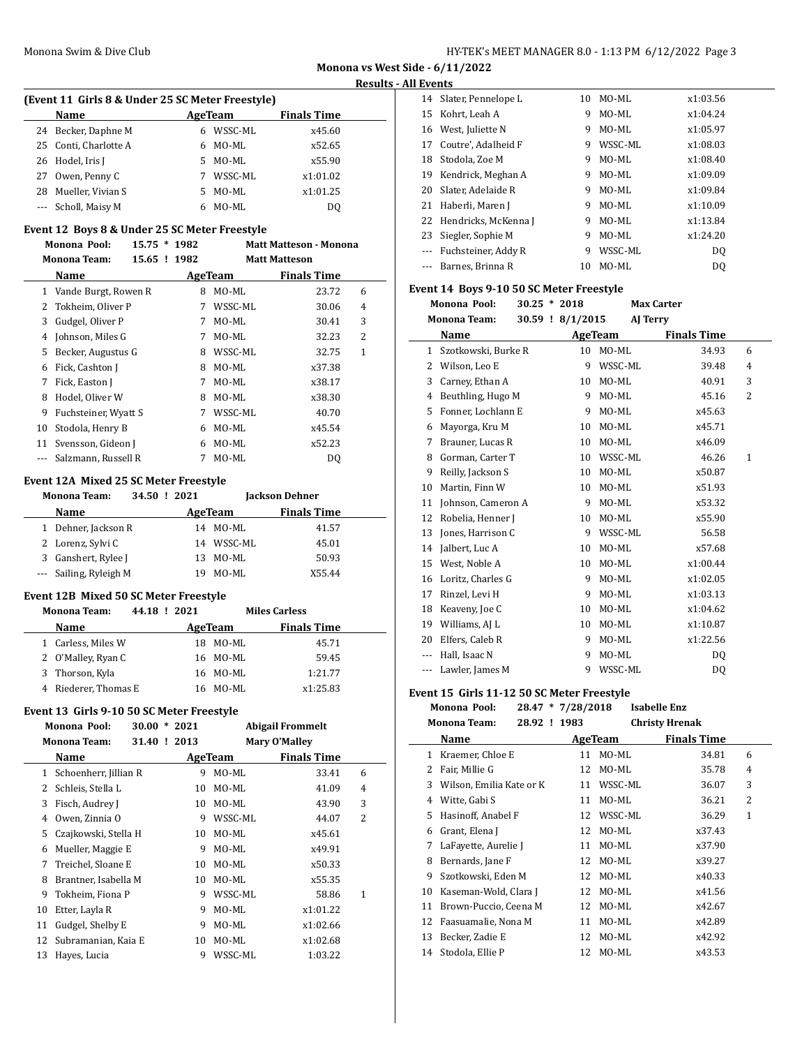## Monona vs West Side - 6/11/2022

### Results - All Events

#### (Event 11 Girls 8 & Under 25 SC Meter Freestyle)

| | Name | Age | Team | Finals Time | |
|---|---|---|---|---|---|
| 24 | Becker, Daphne M | 6 | WSSC-ML | x45.60 | |
| 25 | Conti, Charlotte A | 6 | MO-ML | x52.65 | |
| 26 | Hodel, Iris J | 5 | MO-ML | x55.90 | |
| 27 | Owen, Penny C | 7 | WSSC-ML | x1:01.02 | |
| 28 | Mueller, Vivian S | 5 | MO-ML | x1:01.25 | |
| --- | Scholl, Maisy M | 6 | MO-ML | DQ | |

#### Event 12 Boys 8 & Under 25 SC Meter Freestyle

Monona Pool: 15.75 * 1982 Matt Matteson - Monona
Monona Team: 15.65 ! 1982 Matt Matteson

| | Name | Age | Team | Finals Time | |
|---|---|---|---|---|---|
| 1 | Vande Burgt, Rowen R | 8 | MO-ML | 23.72 | 6 |
| 2 | Tokheim, Oliver P | 7 | WSSC-ML | 30.06 | 4 |
| 3 | Gudgel, Oliver P | 7 | MO-ML | 30.41 | 3 |
| 4 | Johnson, Miles G | 7 | MO-ML | 32.23 | 2 |
| 5 | Becker, Augustus G | 8 | WSSC-ML | 32.75 | 1 |
| 6 | Fick, Cashton J | 8 | MO-ML | x37.38 | |
| 7 | Fick, Easton J | 7 | MO-ML | x38.17 | |
| 8 | Hodel, Oliver W | 8 | MO-ML | x38.30 | |
| 9 | Fuchsteiner, Wyatt S | 7 | WSSC-ML | 40.70 | |
| 10 | Stodola, Henry B | 6 | MO-ML | x45.54 | |
| 11 | Svensson, Gideon J | 6 | MO-ML | x52.23 | |
| --- | Salzmann, Russell R | 7 | MO-ML | DQ | |

#### Event 12A Mixed 25 SC Meter Freestyle

Monona Team: 34.50 ! 2021 Jackson Dehner

| | Name | Age | Team | Finals Time |
|---|---|---|---|---|
| 1 | Dehner, Jackson R | 14 | MO-ML | 41.57 |
| 2 | Lorenz, Sylvi C | 14 | WSSC-ML | 45.01 |
| 3 | Ganshert, Rylee J | 13 | MO-ML | 50.93 |
| --- | Sailing, Ryleigh M | 19 | MO-ML | X55.44 |

#### Event 12B Mixed 50 SC Meter Freestyle

Monona Team: 44.18 ! 2021 Miles Carless

| | Name | Age | Team | Finals Time |
|---|---|---|---|---|
| 1 | Carless, Miles W | 18 | MO-ML | 45.71 |
| 2 | O'Malley, Ryan C | 16 | MO-ML | 59.45 |
| 3 | Thorson, Kyla | 16 | MO-ML | 1:21.77 |
| 4 | Riederer, Thomas E | 16 | MO-ML | x1:25.83 |

#### Event 13 Girls 9-10 50 SC Meter Freestyle

Monona Pool: 30.00 * 2021 Abigail Frommelt
Monona Team: 31.40 ! 2013 Mary O'Malley

| | Name | Age | Team | Finals Time | |
|---|---|---|---|---|---|
| 1 | Schoenherr, Jillian R | 9 | MO-ML | 33.41 | 6 |
| 2 | Schleis, Stella L | 10 | MO-ML | 41.09 | 4 |
| 3 | Fisch, Audrey J | 10 | MO-ML | 43.90 | 3 |
| 4 | Owen, Zinnia O | 9 | WSSC-ML | 44.07 | 2 |
| 5 | Czajkowski, Stella H | 10 | MO-ML | x45.61 | |
| 6 | Mueller, Maggie E | 9 | MO-ML | x49.91 | |
| 7 | Treichel, Sloane E | 10 | MO-ML | x50.33 | |
| 8 | Brantner, Isabella M | 10 | MO-ML | x55.35 | |
| 9 | Tokheim, Fiona P | 9 | WSSC-ML | 58.86 | 1 |
| 10 | Etter, Layla R | 9 | MO-ML | x1:01.22 | |
| 11 | Gudgel, Shelby E | 9 | MO-ML | x1:02.66 | |
| 12 | Subramanian, Kaia E | 10 | MO-ML | x1:02.68 | |
| 13 | Hayes, Lucia | 9 | WSSC-ML | 1:03.22 | |
| 14 | Slater, Pennelope L | 10 | MO-ML | x1:03.56 | |
| 15 | Kohrt, Leah A | 9 | MO-ML | x1:04.24 | |
| 16 | West, Juliette N | 9 | MO-ML | x1:05.97 | |
| 17 | Coutre', Adalheid F | 9 | WSSC-ML | x1:08.03 | |
| 18 | Stodola, Zoe M | 9 | MO-ML | x1:08.40 | |
| 19 | Kendrick, Meghan A | 9 | MO-ML | x1:09.09 | |
| 20 | Slater, Adelaide R | 9 | MO-ML | x1:09.84 | |
| 21 | Haberli, Maren J | 9 | MO-ML | x1:10.09 | |
| 22 | Hendricks, McKenna J | 9 | MO-ML | x1:13.84 | |
| 23 | Siegler, Sophie M | 9 | MO-ML | x1:24.20 | |
| --- | Fuchsteiner, Addy R | 9 | WSSC-ML | DQ | |
| --- | Barnes, Brinna R | 10 | MO-ML | DQ | |

#### Event 14 Boys 9-10 50 SC Meter Freestyle

Monona Pool: 30.25 * 2018 Max Carter
Monona Team: 30.59 ! 8/1/2015 AJ Terry

| | Name | Age | Team | Finals Time | |
|---|---|---|---|---|---|
| 1 | Szotkowski, Burke R | 10 | MO-ML | 34.93 | 6 |
| 2 | Wilson, Leo E | 9 | WSSC-ML | 39.48 | 4 |
| 3 | Carney, Ethan A | 10 | MO-ML | 40.91 | 3 |
| 4 | Beuthling, Hugo M | 9 | MO-ML | 45.16 | 2 |
| 5 | Fonner, Lochlann E | 9 | MO-ML | x45.63 | |
| 6 | Mayorga, Kru M | 10 | MO-ML | x45.71 | |
| 7 | Brauner, Lucas R | 10 | MO-ML | x46.09 | |
| 8 | Gorman, Carter T | 10 | WSSC-ML | 46.26 | 1 |
| 9 | Reilly, Jackson S | 10 | MO-ML | x50.87 | |
| 10 | Martin, Finn W | 10 | MO-ML | x51.93 | |
| 11 | Johnson, Cameron A | 9 | MO-ML | x53.32 | |
| 12 | Robelia, Henner J | 10 | MO-ML | x55.90 | |
| 13 | Jones, Harrison C | 9 | WSSC-ML | 56.58 | |
| 14 | Jalbert, Luc A | 10 | MO-ML | x57.68 | |
| 15 | West, Noble A | 10 | MO-ML | x1:00.44 | |
| 16 | Loritz, Charles G | 9 | MO-ML | x1:02.05 | |
| 17 | Rinzel, Levi H | 9 | MO-ML | x1:03.13 | |
| 18 | Keaveny, Joe C | 10 | MO-ML | x1:04.62 | |
| 19 | Williams, AJ L | 10 | MO-ML | x1:10.87 | |
| 20 | Elfers, Caleb R | 9 | MO-ML | x1:22.56 | |
| --- | Hall, Isaac N | 9 | MO-ML | DQ | |
| --- | Lawler, James M | 9 | WSSC-ML | DQ | |

#### Event 15 Girls 11-12 50 SC Meter Freestyle

Monona Pool: 28.47 * 7/28/2018 Isabelle Enz
Monona Team: 28.92 ! 1983 Christy Hrenak

| | Name | Age | Team | Finals Time | |
|---|---|---|---|---|---|
| 1 | Kraemer, Chloe E | 11 | MO-ML | 34.81 | 6 |
| 2 | Fair, Millie G | 12 | MO-ML | 35.78 | 4 |
| 3 | Wilson, Emilia Kate or K | 11 | WSSC-ML | 36.07 | 3 |
| 4 | Witte, Gabi S | 11 | MO-ML | 36.21 | 2 |
| 5 | Hasinoff, Anabel F | 12 | WSSC-ML | 36.29 | 1 |
| 6 | Grant, Elena J | 12 | MO-ML | x37.43 | |
| 7 | LaFayette, Aurelie J | 11 | MO-ML | x37.90 | |
| 8 | Bernards, Jane F | 12 | MO-ML | x39.27 | |
| 9 | Szotkowski, Eden M | 12 | MO-ML | x40.33 | |
| 10 | Kaseman-Wold, Clara J | 12 | MO-ML | x41.56 | |
| 11 | Brown-Puccio, Ceena M | 12 | MO-ML | x42.67 | |
| 12 | Faasuamalie, Nona M | 11 | MO-ML | x42.89 | |
| 13 | Becker, Zadie E | 12 | MO-ML | x42.92 | |
| 14 | Stodola, Ellie P | 12 | MO-ML | x43.53 | |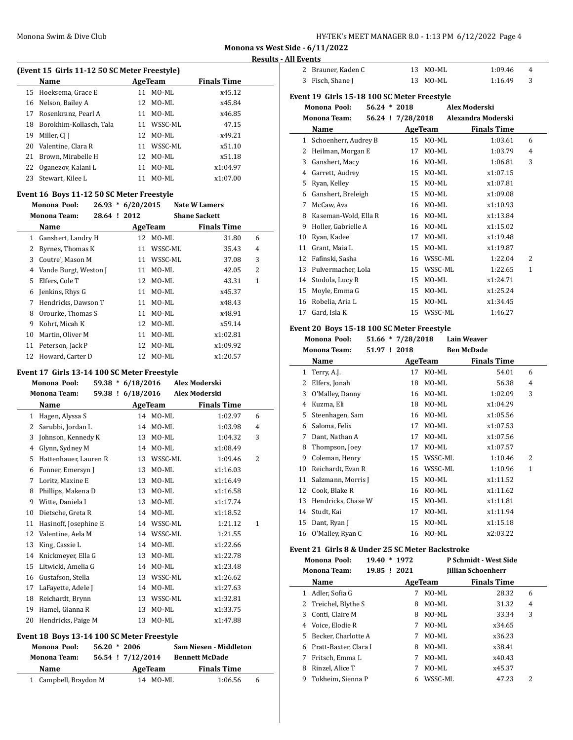**Monona vs West Side - 6/11/2022**

**Results - All Events**

### (Event 15 Girls 11-12 50 SC Meter Freestyle)

| | Name | Age | Team | Finals Time | |
|---|---|---|---|---|---|
| 15 | Hoeksema, Grace E | 11 | MO-ML | x45.12 | |
| 16 | Nelson, Bailey A | 12 | MO-ML | x45.84 | |
| 17 | Rosenkranz, Pearl A | 11 | MO-ML | x46.85 | |
| 18 | Borokhim-Kollasch, Tala | 11 | WSSC-ML | 47.15 | |
| 19 | Miller, CJ J | 12 | MO-ML | x49.21 | |
| 20 | Valentine, Clara R | 11 | WSSC-ML | x51.10 | |
| 21 | Brown, Mirabelle H | 12 | MO-ML | x51.18 | |
| 22 | Oganezov, Kalani L | 11 | MO-ML | x1:04.97 | |
| 23 | Stewart, Kilee L | 11 | MO-ML | x1:07.00 | |

### Event 16 Boys 11-12 50 SC Meter Freestyle

Monona Pool: 26.93 * 6/20/2015 Nate W Lamers
Monona Team: 28.64 ! 2012 Shane Sackett

| | Name | Age | Team | Finals Time | |
|---|---|---|---|---|---|
| 1 | Ganshert, Landry H | 12 | MO-ML | 31.80 | 6 |
| 2 | Byrnes, Thomas K | 11 | WSSC-ML | 35.43 | 4 |
| 3 | Coutre', Mason M | 11 | WSSC-ML | 37.08 | 3 |
| 4 | Vande Burgt, Weston J | 11 | MO-ML | 42.05 | 2 |
| 5 | Elfers, Cole T | 12 | MO-ML | 43.31 | 1 |
| 6 | Jenkins, Rhys G | 11 | MO-ML | x45.37 | |
| 7 | Hendricks, Dawson T | 11 | MO-ML | x48.43 | |
| 8 | Orourke, Thomas S | 11 | MO-ML | x48.91 | |
| 9 | Kohrt, Micah K | 12 | MO-ML | x59.14 | |
| 10 | Martin, Oliver M | 11 | MO-ML | x1:02.81 | |
| 11 | Peterson, Jack P | 12 | MO-ML | x1:09.92 | |
| 12 | Howard, Carter D | 12 | MO-ML | x1:20.57 | |

### Event 17 Girls 13-14 100 SC Meter Freestyle

Monona Pool: 59.38 * 6/18/2016 Alex Moderski
Monona Team: 59.38 ! 6/18/2016 Alex Moderski

| | Name | Age | Team | Finals Time | |
|---|---|---|---|---|---|
| 1 | Hagen, Alyssa S | 14 | MO-ML | 1:02.97 | 6 |
| 2 | Sarubbi, Jordan L | 14 | MO-ML | 1:03.98 | 4 |
| 3 | Johnson, Kennedy K | 13 | MO-ML | 1:04.32 | 3 |
| 4 | Glynn, Sydney M | 14 | MO-ML | x1:08.49 | |
| 5 | Hattenhauer, Lauren R | 13 | WSSC-ML | 1:09.46 | 2 |
| 6 | Fonner, Emersyn J | 13 | MO-ML | x1:16.03 | |
| 7 | Loritz, Maxine E | 13 | MO-ML | x1:16.49 | |
| 8 | Phillips, Makena D | 13 | MO-ML | x1:16.58 | |
| 9 | Witte, Daniela I | 13 | MO-ML | x1:17.74 | |
| 10 | Dietsche, Greta R | 14 | MO-ML | x1:18.52 | |
| 11 | Hasinoff, Josephine E | 14 | WSSC-ML | 1:21.12 | 1 |
| 12 | Valentine, Aela M | 14 | WSSC-ML | 1:21.55 | |
| 13 | King, Cassie L | 14 | MO-ML | x1:22.66 | |
| 14 | Knickmeyer, Ella G | 13 | MO-ML | x1:22.78 | |
| 15 | Litwicki, Amelia G | 14 | MO-ML | x1:23.48 | |
| 16 | Gustafson, Stella | 13 | WSSC-ML | x1:26.62 | |
| 17 | LaFayette, Adele J | 14 | MO-ML | x1:27.63 | |
| 18 | Reichardt, Brynn | 13 | WSSC-ML | x1:32.81 | |
| 19 | Hamel, Gianna R | 13 | MO-ML | x1:33.75 | |
| 20 | Hendricks, Paige M | 13 | MO-ML | x1:47.88 | |

### Event 18 Boys 13-14 100 SC Meter Freestyle

Monona Pool: 56.20 * 2006 Sam Niesen - Middleton
Monona Team: 56.54 ! 7/12/2014 Bennett McDade

| | Name | Age | Team | Finals Time | |
|---|---|---|---|---|---|
| 1 | Campbell, Braydon M | 14 | MO-ML | 1:06.56 | 6 |
| 2 | Brauner, Kaden C | 13 | MO-ML | 1:09.46 | 4 |
| 3 | Fisch, Shane J | 13 | MO-ML | 1:16.49 | 3 |

### Event 19 Girls 15-18 100 SC Meter Freestyle

Monona Pool: 56.24 * 2018 Alex Moderski
Monona Team: 56.24 ! 7/28/2018 Alexandra Moderski

| | Name | Age | Team | Finals Time | |
|---|---|---|---|---|---|
| 1 | Schoenherr, Audrey B | 15 | MO-ML | 1:03.61 | 6 |
| 2 | Heilman, Morgan E | 17 | MO-ML | 1:03.79 | 4 |
| 3 | Ganshert, Macy | 16 | MO-ML | 1:06.81 | 3 |
| 4 | Garrett, Audrey | 15 | MO-ML | x1:07.15 | |
| 5 | Ryan, Kelley | 15 | MO-ML | x1:07.81 | |
| 6 | Ganshert, Breleigh | 15 | MO-ML | x1:09.08 | |
| 7 | McCaw, Ava | 16 | MO-ML | x1:10.93 | |
| 8 | Kaseman-Wold, Ella R | 16 | MO-ML | x1:13.84 | |
| 9 | Holler, Gabrielle A | 16 | MO-ML | x1:15.02 | |
| 10 | Ryan, Kadee | 17 | MO-ML | x1:19.48 | |
| 11 | Grant, Maia L | 15 | MO-ML | x1:19.87 | |
| 12 | Fafinski, Sasha | 16 | WSSC-ML | 1:22.04 | 2 |
| 13 | Pulvermacher, Lola | 15 | WSSC-ML | 1:22.65 | 1 |
| 14 | Stodola, Lucy R | 15 | MO-ML | x1:24.71 | |
| 15 | Moyle, Emma G | 15 | MO-ML | x1:25.24 | |
| 16 | Robelia, Aria L | 15 | MO-ML | x1:34.45 | |
| 17 | Gard, Isla K | 15 | WSSC-ML | 1:46.27 | |

### Event 20 Boys 15-18 100 SC Meter Freestyle

Monona Pool: 51.66 * 7/28/2018 Lain Weaver
Monona Team: 51.97 ! 2018 Ben McDade

| | Name | Age | Team | Finals Time | |
|---|---|---|---|---|---|
| 1 | Terry, A.J. | 17 | MO-ML | 54.01 | 6 |
| 2 | Elfers, Jonah | 18 | MO-ML | 56.38 | 4 |
| 3 | O'Malley, Danny | 16 | MO-ML | 1:02.09 | 3 |
| 4 | Kuzma, Eli | 18 | MO-ML | x1:04.29 | |
| 5 | Steenhagen, Sam | 16 | MO-ML | x1:05.56 | |
| 6 | Saloma, Felix | 17 | MO-ML | x1:07.53 | |
| 7 | Dant, Nathan A | 17 | MO-ML | x1:07.56 | |
| 8 | Thompson, Joey | 17 | MO-ML | x1:07.57 | |
| 9 | Coleman, Henry | 15 | WSSC-ML | 1:10.46 | 2 |
| 10 | Reichardt, Evan R | 16 | WSSC-ML | 1:10.96 | 1 |
| 11 | Salzmann, Morris J | 15 | MO-ML | x1:11.52 | |
| 12 | Cook, Blake R | 16 | MO-ML | x1:11.62 | |
| 13 | Hendricks, Chase W | 15 | MO-ML | x1:11.81 | |
| 14 | Studt, Kai | 17 | MO-ML | x1:11.94 | |
| 15 | Dant, Ryan J | 15 | MO-ML | x1:15.18 | |
| 16 | O'Malley, Ryan C | 16 | MO-ML | x2:03.22 | |

### Event 21 Girls 8 & Under 25 SC Meter Backstroke

Monona Pool: 19.40 * 1972 P Schmidt - West Side
Monona Team: 19.85 ! 2021 Jillian Schoenherr

| | Name | Age | Team | Finals Time | |
|---|---|---|---|---|---|
| 1 | Adler, Sofia G | 7 | MO-ML | 28.32 | 6 |
| 2 | Treichel, Blythe S | 8 | MO-ML | 31.32 | 4 |
| 3 | Conti, Claire M | 8 | MO-ML | 33.34 | 3 |
| 4 | Voice, Elodie R | 7 | MO-ML | x34.65 | |
| 5 | Becker, Charlotte A | 7 | MO-ML | x36.23 | |
| 6 | Pratt-Baxter, Clara I | 8 | MO-ML | x38.41 | |
| 7 | Fritsch, Emma L | 7 | MO-ML | x40.43 | |
| 8 | Rinzel, Alice T | 7 | MO-ML | x45.37 | |
| 9 | Tokheim, Sienna P | 6 | WSSC-ML | 47.23 | 2 |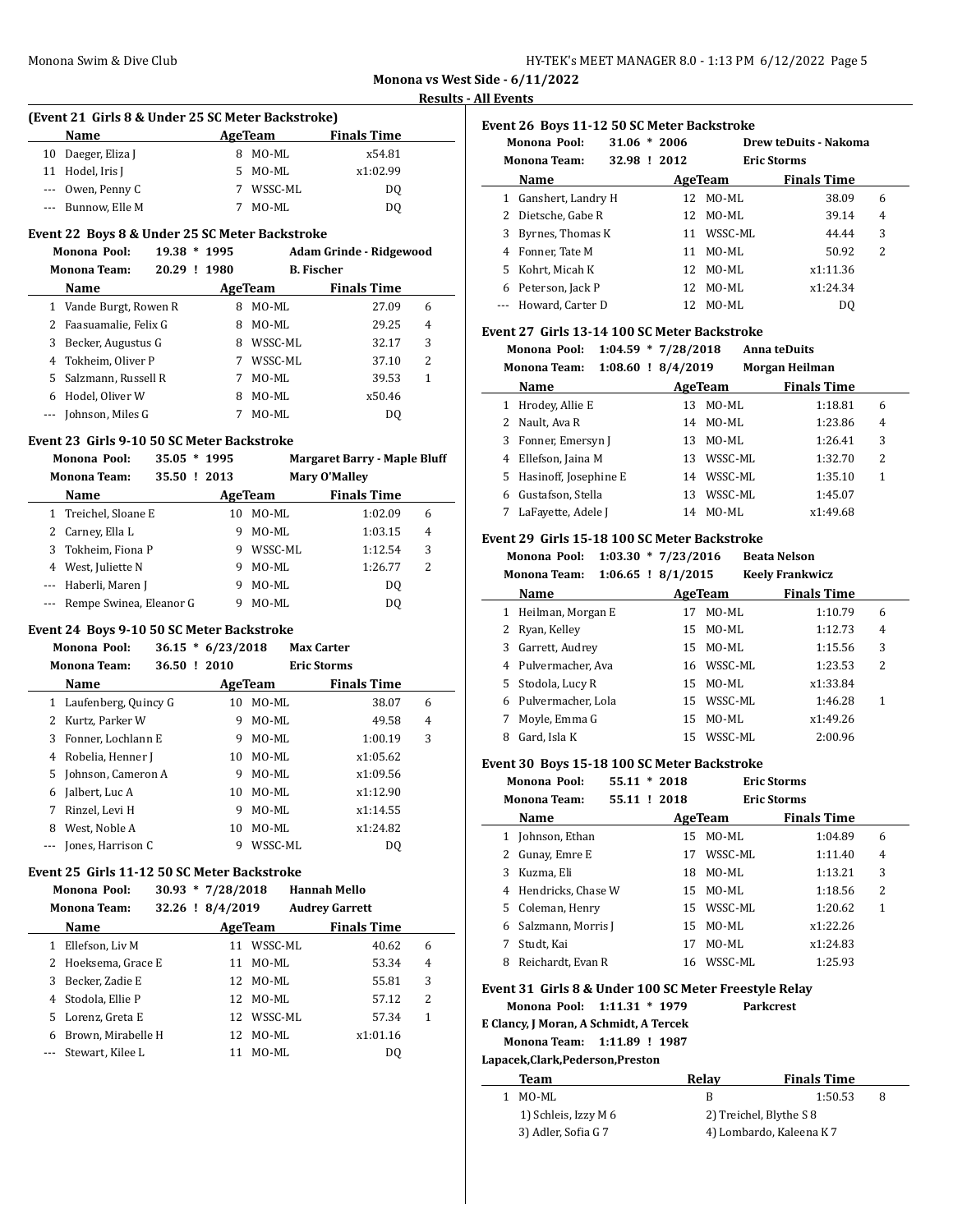## Monona vs West Side - 6/11/2022

### Results - All Events

#### (Event 21 Girls 8 & Under 25 SC Meter Backstroke)

| | Name | Age | Team | Finals Time | |
|---|---|---|---|---|---|
| 10 | Daeger, Eliza J | 8 | MO-ML | x54.81 | |
| 11 | Hodel, Iris J | 5 | MO-ML | x1:02.99 | |
| --- | Owen, Penny C | 7 | WSSC-ML | DQ | |
| --- | Bunnow, Elle M | 7 | MO-ML | DQ | |

#### Event 22 Boys 8 & Under 25 SC Meter Backstroke

Monona Pool: 19.38 * 1995 Adam Grinde - Ridgewood
Monona Team: 20.29 ! 1980 B. Fischer

| | Name | Age | Team | Finals Time | |
|---|---|---|---|---|---|
| 1 | Vande Burgt, Rowen R | 8 | MO-ML | 27.09 | 6 |
| 2 | Faasuamalie, Felix G | 8 | MO-ML | 29.25 | 4 |
| 3 | Becker, Augustus G | 8 | WSSC-ML | 32.17 | 3 |
| 4 | Tokheim, Oliver P | 7 | WSSC-ML | 37.10 | 2 |
| 5 | Salzmann, Russell R | 7 | MO-ML | 39.53 | 1 |
| 6 | Hodel, Oliver W | 8 | MO-ML | x50.46 | |
| --- | Johnson, Miles G | 7 | MO-ML | DQ | |

#### Event 23 Girls 9-10 50 SC Meter Backstroke

Monona Pool: 35.05 * 1995 Margaret Barry - Maple Bluff
Monona Team: 35.50 ! 2013 Mary O'Malley

| | Name | Age | Team | Finals Time | |
|---|---|---|---|---|---|
| 1 | Treichel, Sloane E | 10 | MO-ML | 1:02.09 | 6 |
| 2 | Carney, Ella L | 9 | MO-ML | 1:03.15 | 4 |
| 3 | Tokheim, Fiona P | 9 | WSSC-ML | 1:12.54 | 3 |
| 4 | West, Juliette N | 9 | MO-ML | 1:26.77 | 2 |
| --- | Haberli, Maren J | 9 | MO-ML | DQ | |
| --- | Rempe Swinea, Eleanor G | 9 | MO-ML | DQ | |

#### Event 24 Boys 9-10 50 SC Meter Backstroke

Monona Pool: 36.15 * 6/23/2018 Max Carter
Monona Team: 36.50 ! 2010 Eric Storms

| | Name | Age | Team | Finals Time | |
|---|---|---|---|---|---|
| 1 | Laufenberg, Quincy G | 10 | MO-ML | 38.07 | 6 |
| 2 | Kurtz, Parker W | 9 | MO-ML | 49.58 | 4 |
| 3 | Fonner, Lochlann E | 9 | MO-ML | 1:00.19 | 3 |
| 4 | Robelia, Henner J | 10 | MO-ML | x1:05.62 | |
| 5 | Johnson, Cameron A | 9 | MO-ML | x1:09.56 | |
| 6 | Jalbert, Luc A | 10 | MO-ML | x1:12.90 | |
| 7 | Rinzel, Levi H | 9 | MO-ML | x1:14.55 | |
| 8 | West, Noble A | 10 | MO-ML | x1:24.82 | |
| --- | Jones, Harrison C | 9 | WSSC-ML | DQ | |

#### Event 25 Girls 11-12 50 SC Meter Backstroke

Monona Pool: 30.93 * 7/28/2018 Hannah Mello
Monona Team: 32.26 ! 8/4/2019 Audrey Garrett

| | Name | Age | Team | Finals Time | |
|---|---|---|---|---|---|
| 1 | Ellefson, Liv M | 11 | WSSC-ML | 40.62 | 6 |
| 2 | Hoeksema, Grace E | 11 | MO-ML | 53.34 | 4 |
| 3 | Becker, Zadie E | 12 | MO-ML | 55.81 | 3 |
| 4 | Stodola, Ellie P | 12 | MO-ML | 57.12 | 2 |
| 5 | Lorenz, Greta E | 12 | WSSC-ML | 57.34 | 1 |
| 6 | Brown, Mirabelle H | 12 | MO-ML | x1:01.16 | |
| --- | Stewart, Kilee L | 11 | MO-ML | DQ | |

#### Event 26 Boys 11-12 50 SC Meter Backstroke

Monona Pool: 31.06 * 2006 Drew teDuits - Nakoma
Monona Team: 32.98 ! 2012 Eric Storms

| | Name | Age | Team | Finals Time | |
|---|---|---|---|---|---|
| 1 | Ganshert, Landry H | 12 | MO-ML | 38.09 | 6 |
| 2 | Dietsche, Gabe R | 12 | MO-ML | 39.14 | 4 |
| 3 | Byrnes, Thomas K | 11 | WSSC-ML | 44.44 | 3 |
| 4 | Fonner, Tate M | 11 | MO-ML | 50.92 | 2 |
| 5 | Kohrt, Micah K | 12 | MO-ML | x1:11.36 | |
| 6 | Peterson, Jack P | 12 | MO-ML | x1:24.34 | |
| --- | Howard, Carter D | 12 | MO-ML | DQ | |

#### Event 27 Girls 13-14 100 SC Meter Backstroke

Monona Pool: 1:04.59 * 7/28/2018 Anna teDuits
Monona Team: 1:08.60 ! 8/4/2019 Morgan Heilman

| | Name | Age | Team | Finals Time | |
|---|---|---|---|---|---|
| 1 | Hrodey, Allie E | 13 | MO-ML | 1:18.81 | 6 |
| 2 | Nault, Ava R | 14 | MO-ML | 1:23.86 | 4 |
| 3 | Fonner, Emersyn J | 13 | MO-ML | 1:26.41 | 3 |
| 4 | Ellefson, Jaina M | 13 | WSSC-ML | 1:32.70 | 2 |
| 5 | Hasinoff, Josephine E | 14 | WSSC-ML | 1:35.10 | 1 |
| 6 | Gustafson, Stella | 13 | WSSC-ML | 1:45.07 | |
| 7 | LaFayette, Adele J | 14 | MO-ML | x1:49.68 | |

#### Event 29 Girls 15-18 100 SC Meter Backstroke

Monona Pool: 1:03.30 * 7/23/2016 Beata Nelson
Monona Team: 1:06.65 ! 8/1/2015 Keely Frankwicz

| | Name | Age | Team | Finals Time | |
|---|---|---|---|---|---|
| 1 | Heilman, Morgan E | 17 | MO-ML | 1:10.79 | 6 |
| 2 | Ryan, Kelley | 15 | MO-ML | 1:12.73 | 4 |
| 3 | Garrett, Audrey | 15 | MO-ML | 1:15.56 | 3 |
| 4 | Pulvermacher, Ava | 16 | WSSC-ML | 1:23.53 | 2 |
| 5 | Stodola, Lucy R | 15 | MO-ML | x1:33.84 | |
| 6 | Pulvermacher, Lola | 15 | WSSC-ML | 1:46.28 | 1 |
| 7 | Moyle, Emma G | 15 | MO-ML | x1:49.26 | |
| 8 | Gard, Isla K | 15 | WSSC-ML | 2:00.96 | |

#### Event 30 Boys 15-18 100 SC Meter Backstroke

Monona Pool: 55.11 * 2018 Eric Storms
Monona Team: 55.11 ! 2018 Eric Storms

| | Name | Age | Team | Finals Time | |
|---|---|---|---|---|---|
| 1 | Johnson, Ethan | 15 | MO-ML | 1:04.89 | 6 |
| 2 | Gunay, Emre E | 17 | WSSC-ML | 1:11.40 | 4 |
| 3 | Kuzma, Eli | 18 | MO-ML | 1:13.21 | 3 |
| 4 | Hendricks, Chase W | 15 | MO-ML | 1:18.56 | 2 |
| 5 | Coleman, Henry | 15 | WSSC-ML | 1:20.62 | 1 |
| 6 | Salzmann, Morris J | 15 | MO-ML | x1:22.26 | |
| 7 | Studt, Kai | 17 | MO-ML | x1:24.83 | |
| 8 | Reichardt, Evan R | 16 | WSSC-ML | 1:25.93 | |

#### Event 31 Girls 8 & Under 100 SC Meter Freestyle Relay

Monona Pool: 1:11.31 * 1979 Parkcrest
E Clancy, J Moran, A Schmidt, A Tercek
Monona Team: 1:11.89 ! 1987
Lapacek,Clark,Pederson,Preston

| | Team | Relay | Finals Time | |
|---|---|---|---|---|
| 1 | MO-ML | B | 1:50.53 | 8 |

1) Schleis, Izzy M 6 — 2) Treichel, Blythe S 8 — 3) Adler, Sofia G 7 — 4) Lombardo, Kaleena K 7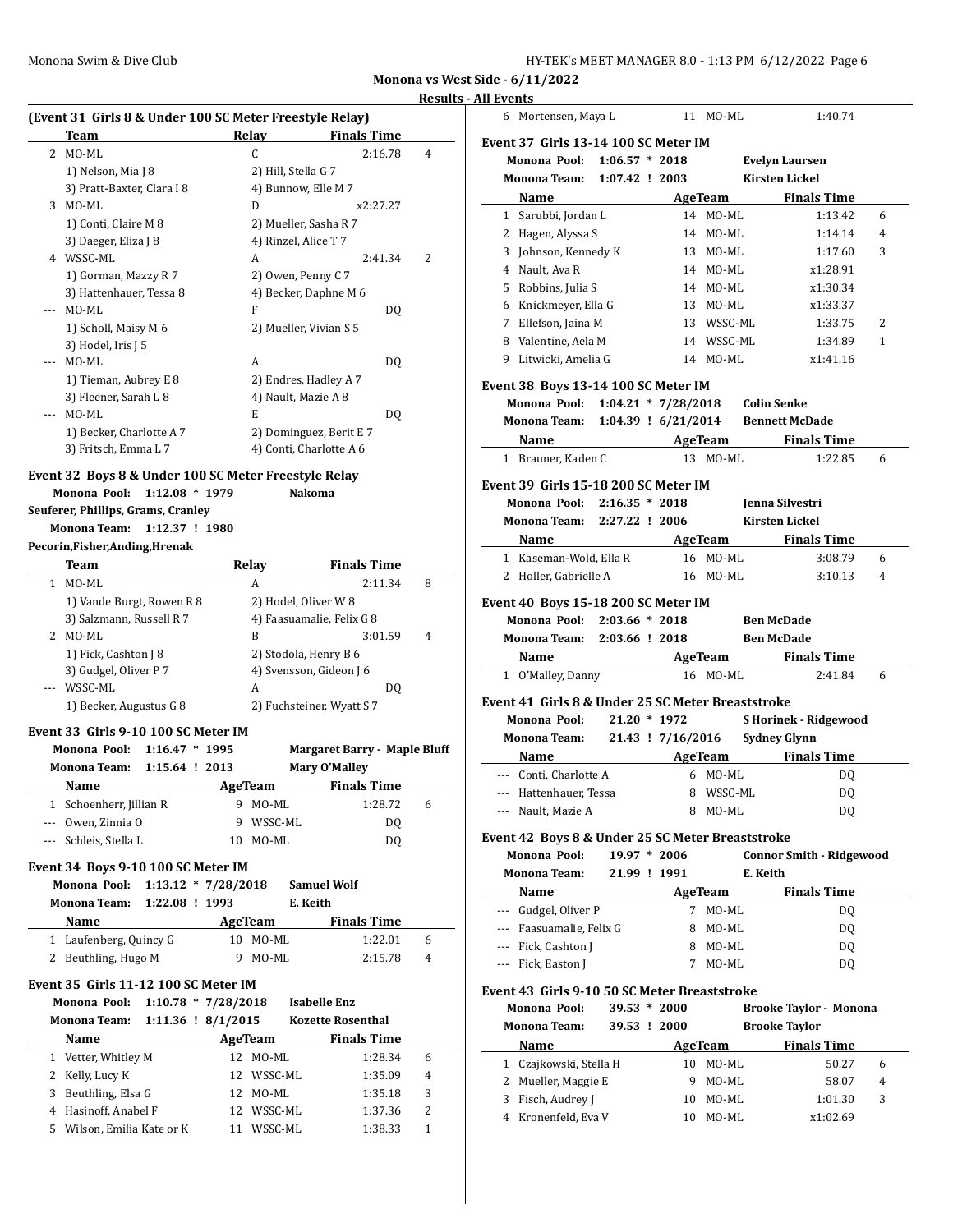Monona vs West Side - 6/11/2022

Results - All Events

### (Event 31 Girls 8 & Under 100 SC Meter Freestyle Relay)

| | Team | Relay | Finals Time | |
|---|---|---|---|---|
| 2 | MO-ML | C | 2:16.78 | 4 |
| | 1) Nelson, Mia J 8 | 2) Hill, Stella G 7 | | |
| | 3) Pratt-Baxter, Clara I 8 | 4) Bunnow, Elle M 7 | | |
| 3 | MO-ML | D | x2:27.27 | |
| | 1) Conti, Claire M 8 | 2) Mueller, Sasha R 7 | | |
| | 3) Daeger, Eliza J 8 | 4) Rinzel, Alice T 7 | | |
| 4 | WSSC-ML | A | 2:41.34 | 2 |
| | 1) Gorman, Mazzy R 7 | 2) Owen, Penny C 7 | | |
| | 3) Hattenhauer, Tessa 8 | 4) Becker, Daphne M 6 | | |
| --- | MO-ML | F | DQ | |
| | 1) Scholl, Maisy M 6 | 2) Mueller, Vivian S 5 | | |
| | 3) Hodel, Iris J 5 | | | |
| --- | MO-ML | A | DQ | |
| | 1) Tieman, Aubrey E 8 | 2) Endres, Hadley A 7 | | |
| | 3) Fleener, Sarah L 8 | 4) Nault, Mazie A 8 | | |
| --- | MO-ML | E | DQ | |
| | 1) Becker, Charlotte A 7 | 2) Dominguez, Berit E 7 | | |
| | 3) Fritsch, Emma L 7 | 4) Conti, Charlotte A 6 | | |

### Event 32 Boys 8 & Under 100 SC Meter Freestyle Relay

Monona Pool: 1:12.08 * 1979 Nakoma
Seuferer, Phillips, Grams, Cranley
Monona Team: 1:12.37 ! 1980
Pecorin,Fisher,Anding,Hrenak

| | Team | Relay | Finals Time | |
|---|---|---|---|---|
| 1 | MO-ML | A | 2:11.34 | 8 |
| | 1) Vande Burgt, Rowen R 8 | 2) Hodel, Oliver W 8 | | |
| | 3) Salzmann, Russell R 7 | 4) Faasuamalie, Felix G 8 | | |
| 2 | MO-ML | B | 3:01.59 | 4 |
| | 1) Fick, Cashton J 8 | 2) Stodola, Henry B 6 | | |
| | 3) Gudgel, Oliver P 7 | 4) Svensson, Gideon J 6 | | |
| --- | WSSC-ML | A | DQ | |
| | 1) Becker, Augustus G 8 | 2) Fuchsteiner, Wyatt S 7 | | |

### Event 33 Girls 9-10 100 SC Meter IM

Monona Pool: 1:16.47 * 1995 Margaret Barry - Maple Bluff
Monona Team: 1:15.64 ! 2013 Mary O'Malley

| | Name | Age | Team | Finals Time | |
|---|---|---|---|---|---|
| 1 | Schoenherr, Jillian R | 9 | MO-ML | 1:28.72 | 6 |
| --- | Owen, Zinnia O | 9 | WSSC-ML | DQ | |
| --- | Schleis, Stella L | 10 | MO-ML | DQ | |

### Event 34 Boys 9-10 100 SC Meter IM

Monona Pool: 1:13.12 * 7/28/2018 Samuel Wolf
Monona Team: 1:22.08 ! 1993 E. Keith

| | Name | Age | Team | Finals Time | |
|---|---|---|---|---|---|
| 1 | Laufenberg, Quincy G | 10 | MO-ML | 1:22.01 | 6 |
| 2 | Beuthling, Hugo M | 9 | MO-ML | 2:15.78 | 4 |

### Event 35 Girls 11-12 100 SC Meter IM

Monona Pool: 1:10.78 * 7/28/2018 Isabelle Enz
Monona Team: 1:11.36 ! 8/1/2015 Kozette Rosenthal

| | Name | Age | Team | Finals Time | |
|---|---|---|---|---|---|
| 1 | Vetter, Whitley M | 12 | MO-ML | 1:28.34 | 6 |
| 2 | Kelly, Lucy K | 12 | WSSC-ML | 1:35.09 | 4 |
| 3 | Beuthling, Elsa G | 12 | MO-ML | 1:35.18 | 3 |
| 4 | Hasinoff, Anabel F | 12 | WSSC-ML | 1:37.36 | 2 |
| 5 | Wilson, Emilia Kate or K | 11 | WSSC-ML | 1:38.33 | 1 |
| 6 | Mortensen, Maya L | 11 | MO-ML | 1:40.74 | |

### Event 37 Girls 13-14 100 SC Meter IM

Monona Pool: 1:06.57 * 2018 Evelyn Laursen
Monona Team: 1:07.42 ! 2003 Kirsten Lickel

| | Name | Age | Team | Finals Time | |
|---|---|---|---|---|---|
| 1 | Sarubbi, Jordan L | 14 | MO-ML | 1:13.42 | 6 |
| 2 | Hagen, Alyssa S | 14 | MO-ML | 1:14.14 | 4 |
| 3 | Johnson, Kennedy K | 13 | MO-ML | 1:17.60 | 3 |
| 4 | Nault, Ava R | 14 | MO-ML | x1:28.91 | |
| 5 | Robbins, Julia S | 14 | MO-ML | x1:30.34 | |
| 6 | Knickmeyer, Ella G | 13 | MO-ML | x1:33.37 | |
| 7 | Ellefson, Jaina M | 13 | WSSC-ML | 1:33.75 | 2 |
| 8 | Valentine, Aela M | 14 | WSSC-ML | 1:34.89 | 1 |
| 9 | Litwicki, Amelia G | 14 | MO-ML | x1:41.16 | |

### Event 38 Boys 13-14 100 SC Meter IM

Monona Pool: 1:04.21 * 7/28/2018 Colin Senke
Monona Team: 1:04.39 ! 6/21/2014 Bennett McDade

| | Name | Age | Team | Finals Time | |
|---|---|---|---|---|---|
| 1 | Brauner, Kaden C | 13 | MO-ML | 1:22.85 | 6 |

### Event 39 Girls 15-18 200 SC Meter IM

Monona Pool: 2:16.35 * 2018 Jenna Silvestri
Monona Team: 2:27.22 ! 2006 Kirsten Lickel

| | Name | Age | Team | Finals Time | |
|---|---|---|---|---|---|
| 1 | Kaseman-Wold, Ella R | 16 | MO-ML | 3:08.79 | 6 |
| 2 | Holler, Gabrielle A | 16 | MO-ML | 3:10.13 | 4 |

### Event 40 Boys 15-18 200 SC Meter IM

Monona Pool: 2:03.66 * 2018 Ben McDade
Monona Team: 2:03.66 ! 2018 Ben McDade

| | Name | Age | Team | Finals Time | |
|---|---|---|---|---|---|
| 1 | O'Malley, Danny | 16 | MO-ML | 2:41.84 | 6 |

### Event 41 Girls 8 & Under 25 SC Meter Breaststroke

Monona Pool: 21.20 * 1972 S Horinek - Ridgewood
Monona Team: 21.43 ! 7/16/2016 Sydney Glynn

| | Name | Age | Team | Finals Time |
|---|---|---|---|---|
| --- | Conti, Charlotte A | 6 | MO-ML | DQ |
| --- | Hattenhauer, Tessa | 8 | WSSC-ML | DQ |
| --- | Nault, Mazie A | 8 | MO-ML | DQ |

### Event 42 Boys 8 & Under 25 SC Meter Breaststroke

Monona Pool: 19.97 * 2006 Connor Smith - Ridgewood
Monona Team: 21.99 ! 1991 E. Keith

| | Name | Age | Team | Finals Time |
|---|---|---|---|---|
| --- | Gudgel, Oliver P | 7 | MO-ML | DQ |
| --- | Faasuamalie, Felix G | 8 | MO-ML | DQ |
| --- | Fick, Cashton J | 8 | MO-ML | DQ |
| --- | Fick, Easton J | 7 | MO-ML | DQ |

### Event 43 Girls 9-10 50 SC Meter Breaststroke

Monona Pool: 39.53 * 2000 Brooke Taylor - Monona
Monona Team: 39.53 ! 2000 Brooke Taylor

| | Name | Age | Team | Finals Time | |
|---|---|---|---|---|---|
| 1 | Czajkowski, Stella H | 10 | MO-ML | 50.27 | 6 |
| 2 | Mueller, Maggie E | 9 | MO-ML | 58.07 | 4 |
| 3 | Fisch, Audrey J | 10 | MO-ML | 1:01.30 | 3 |
| 4 | Kronenfeld, Eva V | 10 | MO-ML | x1:02.69 | |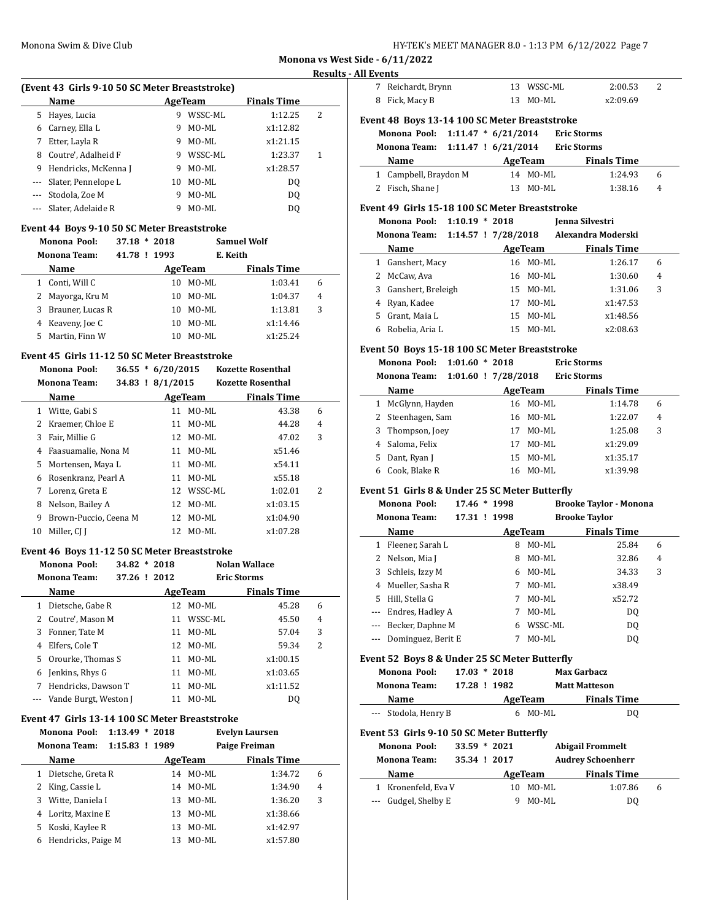**Monona vs West Side - 6/11/2022**

**Results - All Events**

### (Event 43 Girls 9-10 50 SC Meter Breaststroke)

| | Name | Age | Team | Finals Time | |
|---|---|---|---|---|---|
| 5 | Hayes, Lucia | 9 | WSSC-ML | 1:12.25 | 2 |
| 6 | Carney, Ella L | 9 | MO-ML | x1:12.82 | |
| 7 | Etter, Layla R | 9 | MO-ML | x1:21.15 | |
| 8 | Coutre', Adalheid F | 9 | WSSC-ML | 1:23.37 | 1 |
| 9 | Hendricks, McKenna J | 9 | MO-ML | x1:28.57 | |
| --- | Slater, Pennelope L | 10 | MO-ML | DQ | |
| --- | Stodola, Zoe M | 9 | MO-ML | DQ | |
| --- | Slater, Adelaide R | 9 | MO-ML | DQ | |

### Event 44 Boys 9-10 50 SC Meter Breaststroke

Monona Pool: 37.18 * 2018 Samuel Wolf
Monona Team: 41.78 ! 1993 E. Keith

| | Name | Age | Team | Finals Time | |
|---|---|---|---|---|---|
| 1 | Conti, Will C | 10 | MO-ML | 1:03.41 | 6 |
| 2 | Mayorga, Kru M | 10 | MO-ML | 1:04.37 | 4 |
| 3 | Brauner, Lucas R | 10 | MO-ML | 1:13.81 | 3 |
| 4 | Keaveny, Joe C | 10 | MO-ML | x1:14.46 | |
| 5 | Martin, Finn W | 10 | MO-ML | x1:25.24 | |

### Event 45 Girls 11-12 50 SC Meter Breaststroke

Monona Pool: 36.55 * 6/20/2015 Kozette Rosenthal
Monona Team: 34.83 ! 8/1/2015 Kozette Rosenthal

| | Name | Age | Team | Finals Time | |
|---|---|---|---|---|---|
| 1 | Witte, Gabi S | 11 | MO-ML | 43.38 | 6 |
| 2 | Kraemer, Chloe E | 11 | MO-ML | 44.28 | 4 |
| 3 | Fair, Millie G | 12 | MO-ML | 47.02 | 3 |
| 4 | Faasuamalie, Nona M | 11 | MO-ML | x51.46 | |
| 5 | Mortensen, Maya L | 11 | MO-ML | x54.11 | |
| 6 | Rosenkranz, Pearl A | 11 | MO-ML | x55.18 | |
| 7 | Lorenz, Greta E | 12 | WSSC-ML | 1:02.01 | 2 |
| 8 | Nelson, Bailey A | 12 | MO-ML | x1:03.15 | |
| 9 | Brown-Puccio, Ceena M | 12 | MO-ML | x1:04.90 | |
| 10 | Miller, CJ J | 12 | MO-ML | x1:07.28 | |

### Event 46 Boys 11-12 50 SC Meter Breaststroke

Monona Pool: 34.82 * 2018 Nolan Wallace
Monona Team: 37.26 ! 2012 Eric Storms

| | Name | Age | Team | Finals Time | |
|---|---|---|---|---|---|
| 1 | Dietsche, Gabe R | 12 | MO-ML | 45.28 | 6 |
| 2 | Coutre', Mason M | 11 | WSSC-ML | 45.50 | 4 |
| 3 | Fonner, Tate M | 11 | MO-ML | 57.04 | 3 |
| 4 | Elfers, Cole T | 12 | MO-ML | 59.34 | 2 |
| 5 | Orourke, Thomas S | 11 | MO-ML | x1:00.15 | |
| 6 | Jenkins, Rhys G | 11 | MO-ML | x1:03.65 | |
| 7 | Hendricks, Dawson T | 11 | MO-ML | x1:11.52 | |
| --- | Vande Burgt, Weston J | 11 | MO-ML | DQ | |

### Event 47 Girls 13-14 100 SC Meter Breaststroke

Monona Pool: 1:13.49 * 2018 Evelyn Laursen
Monona Team: 1:15.83 ! 1989 Paige Freiman

| | Name | Age | Team | Finals Time | |
|---|---|---|---|---|---|
| 1 | Dietsche, Greta R | 14 | MO-ML | 1:34.72 | 6 |
| 2 | King, Cassie L | 14 | MO-ML | 1:34.90 | 4 |
| 3 | Witte, Daniela I | 13 | MO-ML | 1:36.20 | 3 |
| 4 | Loritz, Maxine E | 13 | MO-ML | x1:38.66 | |
| 5 | Koski, Kaylee R | 13 | MO-ML | x1:42.97 | |
| 6 | Hendricks, Paige M | 13 | MO-ML | x1:57.80 | |
| 7 | Reichardt, Brynn | 13 | WSSC-ML | 2:00.53 | 2 |
| 8 | Fick, Macy B | 13 | MO-ML | x2:09.69 | |

### Event 48 Boys 13-14 100 SC Meter Breaststroke

Monona Pool: 1:11.47 * 6/21/2014 Eric Storms
Monona Team: 1:11.47 ! 6/21/2014 Eric Storms

| | Name | Age | Team | Finals Time | |
|---|---|---|---|---|---|
| 1 | Campbell, Braydon M | 14 | MO-ML | 1:24.93 | 6 |
| 2 | Fisch, Shane J | 13 | MO-ML | 1:38.16 | 4 |

### Event 49 Girls 15-18 100 SC Meter Breaststroke

Monona Pool: 1:10.19 * 2018 Jenna Silvestri
Monona Team: 1:14.57 ! 7/28/2018 Alexandra Moderski

| | Name | Age | Team | Finals Time | |
|---|---|---|---|---|---|
| 1 | Ganshert, Macy | 16 | MO-ML | 1:26.17 | 6 |
| 2 | McCaw, Ava | 16 | MO-ML | 1:30.60 | 4 |
| 3 | Ganshert, Breleigh | 15 | MO-ML | 1:31.06 | 3 |
| 4 | Ryan, Kadee | 17 | MO-ML | x1:47.53 | |
| 5 | Grant, Maia L | 15 | MO-ML | x1:48.56 | |
| 6 | Robelia, Aria L | 15 | MO-ML | x2:08.63 | |

### Event 50 Boys 15-18 100 SC Meter Breaststroke

Monona Pool: 1:01.60 * 2018 Eric Storms
Monona Team: 1:01.60 ! 7/28/2018 Eric Storms

| | Name | Age | Team | Finals Time | |
|---|---|---|---|---|---|
| 1 | McGlynn, Hayden | 16 | MO-ML | 1:14.78 | 6 |
| 2 | Steenhagen, Sam | 16 | MO-ML | 1:22.07 | 4 |
| 3 | Thompson, Joey | 17 | MO-ML | 1:25.08 | 3 |
| 4 | Saloma, Felix | 17 | MO-ML | x1:29.09 | |
| 5 | Dant, Ryan J | 15 | MO-ML | x1:35.17 | |
| 6 | Cook, Blake R | 16 | MO-ML | x1:39.98 | |

### Event 51 Girls 8 & Under 25 SC Meter Butterfly

Monona Pool: 17.46 * 1998 Brooke Taylor - Monona
Monona Team: 17.31 ! 1998 Brooke Taylor

| | Name | Age | Team | Finals Time | |
|---|---|---|---|---|---|
| 1 | Fleener, Sarah L | 8 | MO-ML | 25.84 | 6 |
| 2 | Nelson, Mia J | 8 | MO-ML | 32.86 | 4 |
| 3 | Schleis, Izzy M | 6 | MO-ML | 34.33 | 3 |
| 4 | Mueller, Sasha R | 7 | MO-ML | x38.49 | |
| 5 | Hill, Stella G | 7 | MO-ML | x52.72 | |
| --- | Endres, Hadley A | 7 | MO-ML | DQ | |
| --- | Becker, Daphne M | 6 | WSSC-ML | DQ | |
| --- | Dominguez, Berit E | 7 | MO-ML | DQ | |

### Event 52 Boys 8 & Under 25 SC Meter Butterfly

Monona Pool: 17.03 * 2018 Max Garbacz
Monona Team: 17.28 ! 1982 Matt Matteson

| | Name | Age | Team | Finals Time |
|---|---|---|---|---|
| --- | Stodola, Henry B | 6 | MO-ML | DQ |

### Event 53 Girls 9-10 50 SC Meter Butterfly

Monona Pool: 33.59 * 2021 Abigail Frommelt
Monona Team: 35.34 ! 2017 Audrey Schoenherr

| | Name | Age | Team | Finals Time | |
|---|---|---|---|---|---|
| 1 | Kronenfeld, Eva V | 10 | MO-ML | 1:07.86 | 6 |
| --- | Gudgel, Shelby E | 9 | MO-ML | DQ | |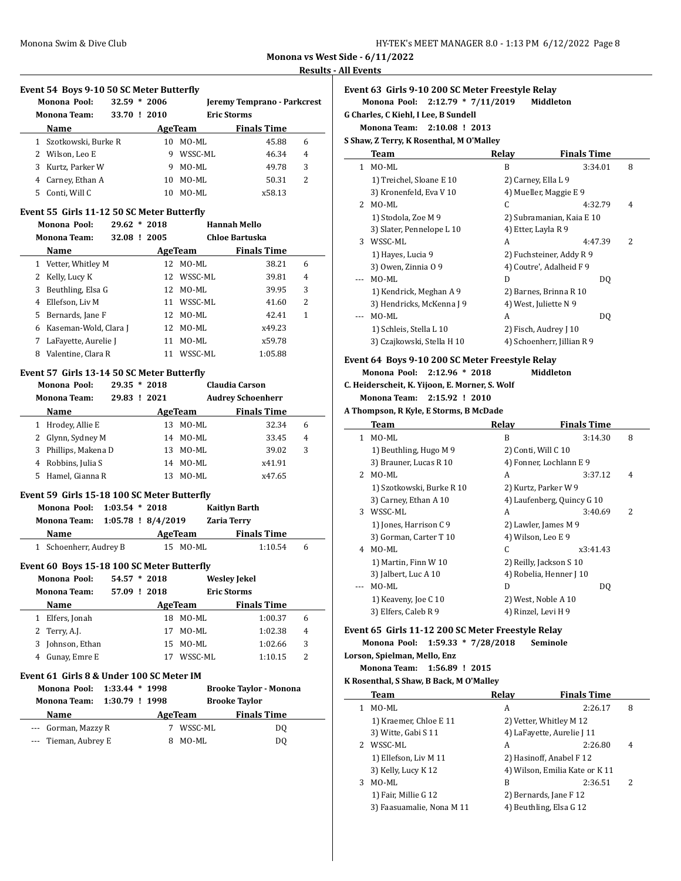**Monona vs West Side - 6/11/2022**

**Results - All Events**

### Event 54 Boys 9-10 50 SC Meter Butterfly

Monona Pool: 32.59 * 2006 Jeremy Temprano - Parkcrest
Monona Team: 33.70 ! 2010 Eric Storms

| | Name | Age | Team | Finals Time | |
|---|---|---|---|---|---|
| 1 | Szotkowski, Burke R | 10 | MO-ML | 45.88 | 6 |
| 2 | Wilson, Leo E | 9 | WSSC-ML | 46.34 | 4 |
| 3 | Kurtz, Parker W | 9 | MO-ML | 49.78 | 3 |
| 4 | Carney, Ethan A | 10 | MO-ML | 50.31 | 2 |
| 5 | Conti, Will C | 10 | MO-ML | x58.13 | |

### Event 55 Girls 11-12 50 SC Meter Butterfly

Monona Pool: 29.62 * 2018 Hannah Mello
Monona Team: 32.08 ! 2005 Chloe Bartuska

| | Name | Age | Team | Finals Time | |
|---|---|---|---|---|---|
| 1 | Vetter, Whitley M | 12 | MO-ML | 38.21 | 6 |
| 2 | Kelly, Lucy K | 12 | WSSC-ML | 39.81 | 4 |
| 3 | Beuthling, Elsa G | 12 | MO-ML | 39.95 | 3 |
| 4 | Ellefson, Liv M | 11 | WSSC-ML | 41.60 | 2 |
| 5 | Bernards, Jane F | 12 | MO-ML | 42.41 | 1 |
| 6 | Kaseman-Wold, Clara J | 12 | MO-ML | x49.23 | |
| 7 | LaFayette, Aurelie J | 11 | MO-ML | x59.78 | |
| 8 | Valentine, Clara R | 11 | WSSC-ML | 1:05.88 | |

### Event 57 Girls 13-14 50 SC Meter Butterfly

Monona Pool: 29.35 * 2018 Claudia Carson
Monona Team: 29.83 ! 2021 Audrey Schoenherr

| | Name | Age | Team | Finals Time | |
|---|---|---|---|---|---|
| 1 | Hrodey, Allie E | 13 | MO-ML | 32.34 | 6 |
| 2 | Glynn, Sydney M | 14 | MO-ML | 33.45 | 4 |
| 3 | Phillips, Makena D | 13 | MO-ML | 39.02 | 3 |
| 4 | Robbins, Julia S | 14 | MO-ML | x41.91 | |
| 5 | Hamel, Gianna R | 13 | MO-ML | x47.65 | |

### Event 59 Girls 15-18 100 SC Meter Butterfly

Monona Pool: 1:03.54 * 2018 Kaitlyn Barth
Monona Team: 1:05.78 ! 8/4/2019 Zaria Terry

| | Name | Age | Team | Finals Time | |
|---|---|---|---|---|---|
| 1 | Schoenherr, Audrey B | 15 | MO-ML | 1:10.54 | 6 |

### Event 60 Boys 15-18 100 SC Meter Butterfly

Monona Pool: 54.57 * 2018 Wesley Jekel
Monona Team: 57.09 ! 2018 Eric Storms

| | Name | Age | Team | Finals Time | |
|---|---|---|---|---|---|
| 1 | Elfers, Jonah | 18 | MO-ML | 1:00.37 | 6 |
| 2 | Terry, A.J. | 17 | MO-ML | 1:02.38 | 4 |
| 3 | Johnson, Ethan | 15 | MO-ML | 1:02.66 | 3 |
| 4 | Gunay, Emre E | 17 | WSSC-ML | 1:10.15 | 2 |

### Event 61 Girls 8 & Under 100 SC Meter IM

Monona Pool: 1:33.44 * 1998 Brooke Taylor - Monona
Monona Team: 1:30.79 ! 1998 Brooke Taylor

| | Name | Age | Team | Finals Time |
|---|---|---|---|---|
| --- | Gorman, Mazzy R | 7 | WSSC-ML | DQ |
| --- | Tieman, Aubrey E | 8 | MO-ML | DQ |

### Event 63 Girls 9-10 200 SC Meter Freestyle Relay

Monona Pool: 2:12.79 * 7/11/2019 Middleton
G Charles, C Kiehl, I Lee, B Sundell
Monona Team: 2:10.08 ! 2013
S Shaw, Z Terry, K Rosenthal, M O'Malley

| | Team | Relay | Finals Time | |
|---|---|---|---|---|
| 1 | MO-ML | B | 3:34.01 | 8 |
| | 1) Treichel, Sloane E 10 | 2) Carney, Ella L 9 | | |
| | 3) Kronenfeld, Eva V 10 | 4) Mueller, Maggie E 9 | | |
| 2 | MO-ML | C | 4:32.79 | 4 |
| | 1) Stodola, Zoe M 9 | 2) Subramanian, Kaia E 10 | | |
| | 3) Slater, Pennelope L 10 | 4) Etter, Layla R 9 | | |
| 3 | WSSC-ML | A | 4:47.39 | 2 |
| | 1) Hayes, Lucia 9 | 2) Fuchsteiner, Addy R 9 | | |
| | 3) Owen, Zinnia O 9 | 4) Coutre', Adalheid F 9 | | |
| --- | MO-ML | D | DQ | |
| | 1) Kendrick, Meghan A 9 | 2) Barnes, Brinna R 10 | | |
| | 3) Hendricks, McKenna J 9 | 4) West, Juliette N 9 | | |
| --- | MO-ML | A | DQ | |
| | 1) Schleis, Stella L 10 | 2) Fisch, Audrey J 10 | | |
| | 3) Czajkowski, Stella H 10 | 4) Schoenherr, Jillian R 9 | | |

### Event 64 Boys 9-10 200 SC Meter Freestyle Relay

Monona Pool: 2:12.96 * 2018 Middleton
C. Heiderscheit, K. Yijoon, E. Morner, S. Wolf
Monona Team: 2:15.92 ! 2010
A Thompson, R Kyle, E Storms, B McDade

| | Team | Relay | Finals Time | |
|---|---|---|---|---|
| 1 | MO-ML | B | 3:14.30 | 8 |
| | 1) Beuthling, Hugo M 9 | 2) Conti, Will C 10 | | |
| | 3) Brauner, Lucas R 10 | 4) Fonner, Lochlann E 9 | | |
| 2 | MO-ML | A | 3:37.12 | 4 |
| | 1) Szotkowski, Burke R 10 | 2) Kurtz, Parker W 9 | | |
| | 3) Carney, Ethan A 10 | 4) Laufenberg, Quincy G 10 | | |
| 3 | WSSC-ML | A | 3:40.69 | 2 |
| | 1) Jones, Harrison C 9 | 2) Lawler, James M 9 | | |
| | 3) Gorman, Carter T 10 | 4) Wilson, Leo E 9 | | |
| 4 | MO-ML | C | x3:41.43 | |
| | 1) Martin, Finn W 10 | 2) Reilly, Jackson S 10 | | |
| | 3) Jalbert, Luc A 10 | 4) Robelia, Henner J 10 | | |
| --- | MO-ML | D | DQ | |
| | 1) Keaveny, Joe C 10 | 2) West, Noble A 10 | | |
| | 3) Elfers, Caleb R 9 | 4) Rinzel, Levi H 9 | | |

### Event 65 Girls 11-12 200 SC Meter Freestyle Relay

Monona Pool: 1:59.33 * 7/28/2018 Seminole
Lorson, Spielman, Mello, Enz
Monona Team: 1:56.89 ! 2015
K Rosenthal, S Shaw, B Back, M O'Malley

| | Team | Relay | Finals Time | |
|---|---|---|---|---|
| 1 | MO-ML | A | 2:26.17 | 8 |
| | 1) Kraemer, Chloe E 11 | 2) Vetter, Whitley M 12 | | |
| | 3) Witte, Gabi S 11 | 4) LaFayette, Aurelie J 11 | | |
| 2 | WSSC-ML | A | 2:26.80 | 4 |
| | 1) Ellefson, Liv M 11 | 2) Hasinoff, Anabel F 12 | | |
| | 3) Kelly, Lucy K 12 | 4) Wilson, Emilia Kate or K 11 | | |
| 3 | MO-ML | B | 2:36.51 | 2 |
| | 1) Fair, Millie G 12 | 2) Bernards, Jane F 12 | | |
| | 3) Faasuamalie, Nona M 11 | 4) Beuthling, Elsa G 12 | | |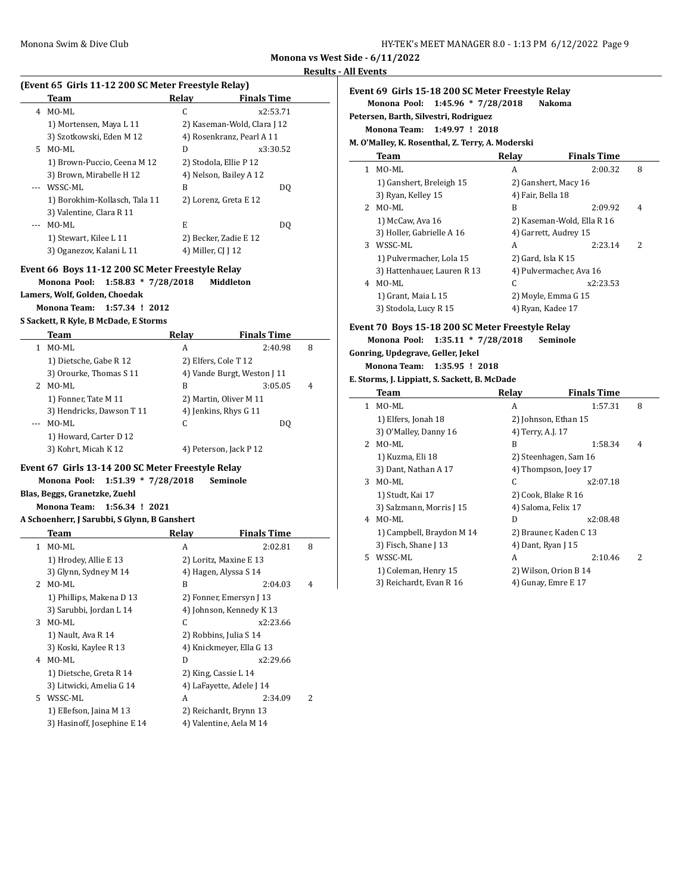**Monona vs West Side - 6/11/2022**

**Results - All Events**

### (Event 65 Girls 11-12 200 SC Meter Freestyle Relay)

| | Team | Relay | Finals Time | |
|---|---|---|---|---|
| 4 | MO-ML | C | x2:53.71 | |
| | 1) Mortensen, Maya L 11 | 2) Kaseman-Wold, Clara J 12 | | |
| | 3) Szotkowski, Eden M 12 | 4) Rosenkranz, Pearl A 11 | | |
| 5 | MO-ML | D | x3:30.52 | |
| | 1) Brown-Puccio, Ceena M 12 | 2) Stodola, Ellie P 12 | | |
| | 3) Brown, Mirabelle H 12 | 4) Nelson, Bailey A 12 | | |
| --- | WSSC-ML | B | DQ | |
| | 1) Borokhim-Kollasch, Tala 11 | 2) Lorenz, Greta E 12 | | |
| | 3) Valentine, Clara R 11 | | | |
| --- | MO-ML | E | DQ | |
| | 1) Stewart, Kilee L 11 | 2) Becker, Zadie E 12 | | |
| | 3) Oganezov, Kalani L 11 | 4) Miller, CJ J 12 | | |

### Event 66 Boys 11-12 200 SC Meter Freestyle Relay

**Monona Pool: 1:58.83 * 7/28/2018 Middleton**
**Lamers, Wolf, Golden, Choedak**
**Monona Team: 1:57.34 ! 2012**
**S Sackett, R Kyle, B McDade, E Storms**

| | Team | Relay | Finals Time | |
|---|---|---|---|---|
| 1 | MO-ML | A | 2:40.98 | 8 |
| | 1) Dietsche, Gabe R 12 | 2) Elfers, Cole T 12 | | |
| | 3) Orourke, Thomas S 11 | 4) Vande Burgt, Weston J 11 | | |
| 2 | MO-ML | B | 3:05.05 | 4 |
| | 1) Fonner, Tate M 11 | 2) Martin, Oliver M 11 | | |
| | 3) Hendricks, Dawson T 11 | 4) Jenkins, Rhys G 11 | | |
| --- | MO-ML | C | DQ | |
| | 1) Howard, Carter D 12 | | | |
| | 3) Kohrt, Micah K 12 | 4) Peterson, Jack P 12 | | |

### Event 67 Girls 13-14 200 SC Meter Freestyle Relay

**Monona Pool: 1:51.39 * 7/28/2018 Seminole**
**Blas, Beggs, Granetzke, Zuehl**
**Monona Team: 1:56.34 ! 2021**
**A Schoenherr, J Sarubbi, S Glynn, B Ganshert**

| | Team | Relay | Finals Time | |
|---|---|---|---|---|
| 1 | MO-ML | A | 2:02.81 | 8 |
| | 1) Hrodey, Allie E 13 | 2) Loritz, Maxine E 13 | | |
| | 3) Glynn, Sydney M 14 | 4) Hagen, Alyssa S 14 | | |
| 2 | MO-ML | B | 2:04.03 | 4 |
| | 1) Phillips, Makena D 13 | 2) Fonner, Emersyn J 13 | | |
| | 3) Sarubbi, Jordan L 14 | 4) Johnson, Kennedy K 13 | | |
| 3 | MO-ML | C | x2:23.66 | |
| | 1) Nault, Ava R 14 | 2) Robbins, Julia S 14 | | |
| | 3) Koski, Kaylee R 13 | 4) Knickmeyer, Ella G 13 | | |
| 4 | MO-ML | D | x2:29.66 | |
| | 1) Dietsche, Greta R 14 | 2) King, Cassie L 14 | | |
| | 3) Litwicki, Amelia G 14 | 4) LaFayette, Adele J 14 | | |
| 5 | WSSC-ML | A | 2:34.09 | 2 |
| | 1) Ellefson, Jaina M 13 | 2) Reichardt, Brynn 13 | | |
| | 3) Hasinoff, Josephine E 14 | 4) Valentine, Aela M 14 | | |

### Event 69 Girls 15-18 200 SC Meter Freestyle Relay

**Monona Pool: 1:45.96 * 7/28/2018 Nakoma**
**Petersen, Barth, Silvestri, Rodriguez**
**Monona Team: 1:49.97 ! 2018**
**M. O'Malley, K. Rosenthal, Z. Terry, A. Moderski**

| | Team | Relay | Finals Time | |
|---|---|---|---|---|
| 1 | MO-ML | A | 2:00.32 | 8 |
| | 1) Ganshert, Breleigh 15 | 2) Ganshert, Macy 16 | | |
| | 3) Ryan, Kelley 15 | 4) Fair, Bella 18 | | |
| 2 | MO-ML | B | 2:09.92 | 4 |
| | 1) McCaw, Ava 16 | 2) Kaseman-Wold, Ella R 16 | | |
| | 3) Holler, Gabrielle A 16 | 4) Garrett, Audrey 15 | | |
| 3 | WSSC-ML | A | 2:23.14 | 2 |
| | 1) Pulvermacher, Lola 15 | 2) Gard, Isla K 15 | | |
| | 3) Hattenhauer, Lauren R 13 | 4) Pulvermacher, Ava 16 | | |
| 4 | MO-ML | C | x2:23.53 | |
| | 1) Grant, Maia L 15 | 2) Moyle, Emma G 15 | | |
| | 3) Stodola, Lucy R 15 | 4) Ryan, Kadee 17 | | |

### Event 70 Boys 15-18 200 SC Meter Freestyle Relay

**Monona Pool: 1:35.11 * 7/28/2018 Seminole**
**Gonring, Updegrave, Geller, Jekel**
**Monona Team: 1:35.95 ! 2018**
**E. Storms, J. Lippiatt, S. Sackett, B. McDade**

| | Team | Relay | Finals Time | |
|---|---|---|---|---|
| 1 | MO-ML | A | 1:57.31 | 8 |
| | 1) Elfers, Jonah 18 | 2) Johnson, Ethan 15 | | |
| | 3) O'Malley, Danny 16 | 4) Terry, A.J. 17 | | |
| 2 | MO-ML | B | 1:58.34 | 4 |
| | 1) Kuzma, Eli 18 | 2) Steenhagen, Sam 16 | | |
| | 3) Dant, Nathan A 17 | 4) Thompson, Joey 17 | | |
| 3 | MO-ML | C | x2:07.18 | |
| | 1) Studt, Kai 17 | 2) Cook, Blake R 16 | | |
| | 3) Salzmann, Morris J 15 | 4) Saloma, Felix 17 | | |
| 4 | MO-ML | D | x2:08.48 | |
| | 1) Campbell, Braydon M 14 | 2) Brauner, Kaden C 13 | | |
| | 3) Fisch, Shane J 13 | 4) Dant, Ryan J 15 | | |
| 5 | WSSC-ML | A | 2:10.46 | 2 |
| | 1) Coleman, Henry 15 | 2) Wilson, Orion B 14 | | |
| | 3) Reichardt, Evan R 16 | 4) Gunay, Emre E 17 | | |